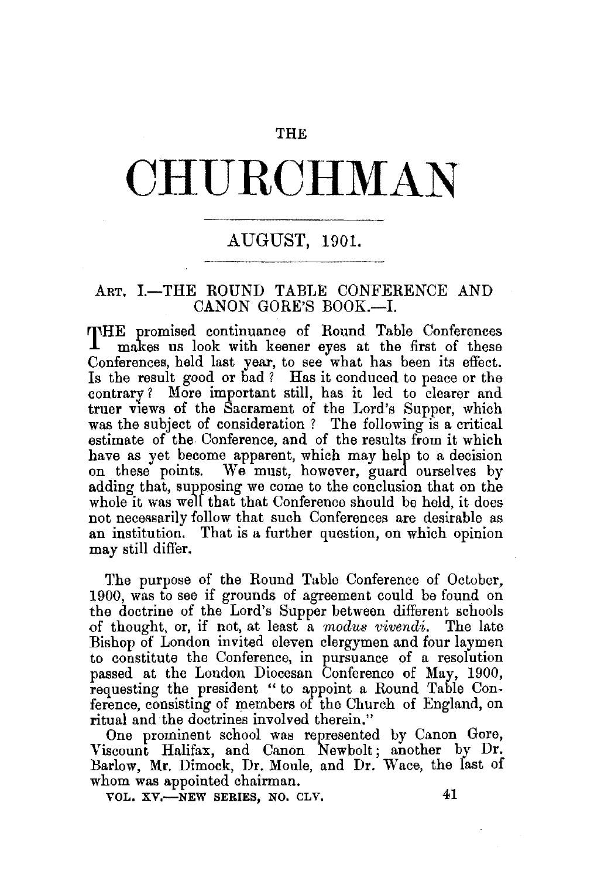THE

# CHURCHMAN

## AUGUST, 1901.

### ART. I.—THE ROUND TABLE CONFERENCE AND CANON GORE'S BOOK.—I.

THE promised continuance of Round Table Conferences makes us look with keener eyes at the first of these Conferences, held last year, to see what has been its effect. Is the result good or bad? Has it conduced to peace or the contrary? More important still, has it led to clearer and truer views of the Sacrament of the Lord's Supper, which was the subject of consideration? The following is a critical estimate of the Conference, and of the results from it which have as yet become apparent, which may help to a decision on these points. We must, however, guard ourselves by adding that, supposing we come to the conclusion that on the whole it was well that that Conference should be held, it does not necessarily follow that such Conferences are desirable as an institution. That is a further question, on which opinion may still differ.

The purpose of the Round Table Conference of October, 1900, was to see if grounds of agreement could be found on the doctrine of the Lord's Supper between different schools of thought, or, if not, at least a *modus vivendi*. The late Bishop of London invited eleven clergymen and four laymen to constitute the Conference, in pursuance of a resolution passed at the London Diocesan Conference of May, 1900, requesting the president "to appoint a Round Table Conference, consisting of members of the Church of England, on ritual and the doctrines involved therein."

One prominent school was represented by Canon Gore, Viscount Halifax, and Canon Newbolt; another by Dr. Barlow, Mr. Dimock, Dr. Moule, and Dr. Wace, the last of whom was appointed chairman.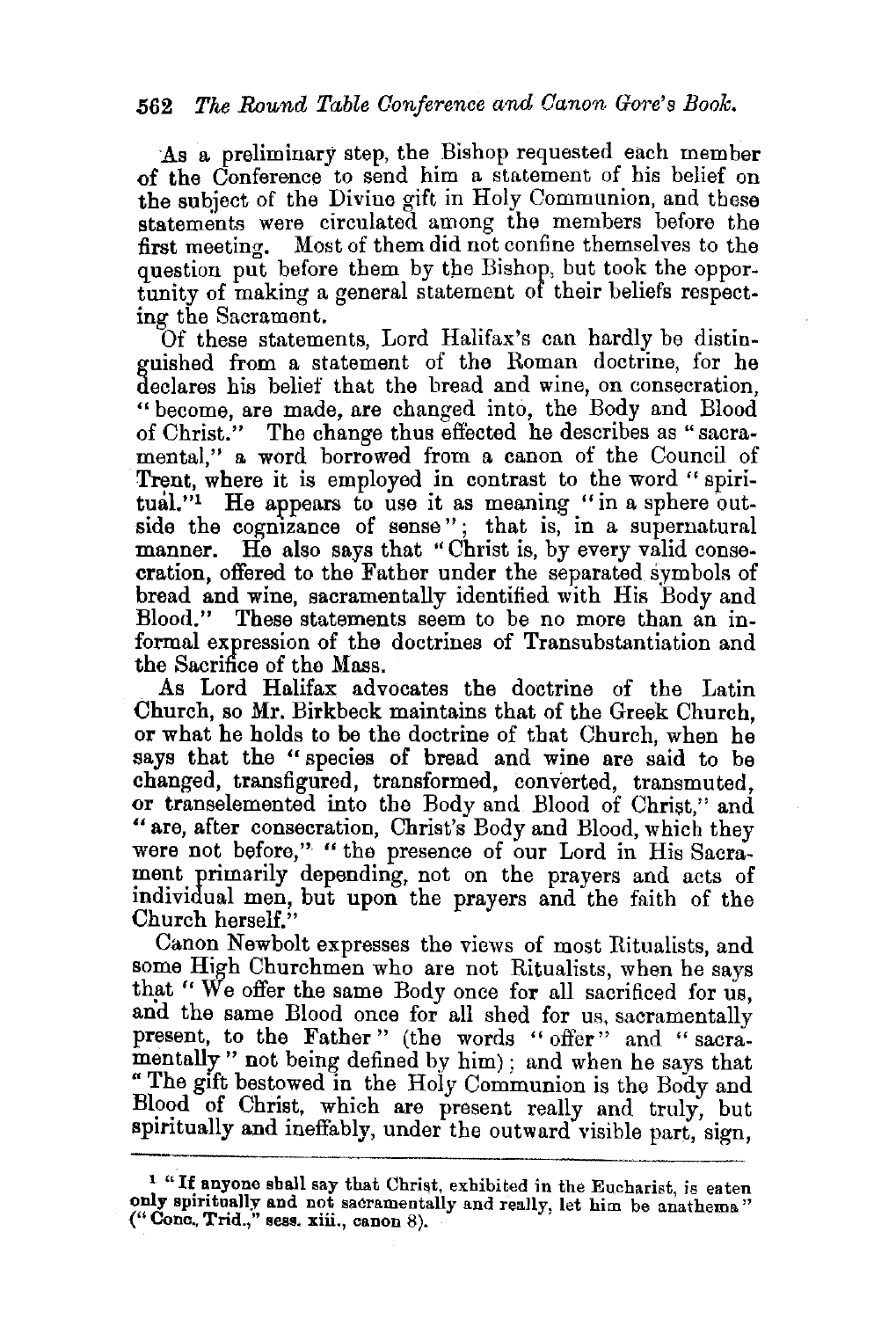As a preliminary step, the Bishop requested each member of the Conference to send him a statement of his belief on the subject of the Divine gift in Holy Communion, and these statements were circulated among the members before the first meeting. Most of them did not confine themselves to the question put before them by the Bishop, but took the opportunity of making a general statement of their beliefs respecting the Sacrament.

Of these statements, Lord Halifax's can hardly be distinguished from a statement of the Roman doctrine, for he declares his belief that the bread and wine, on consecration, "become, are made, are changed into, the Body and Blood of Christ." The change thus effected he describes as "sacramental," a word borrowed from a canon of the Council of Trent, where it is employed in contrast to the word "spiritual."[1] He appears to use it as meaning "in a sphere outside the cognizance of sense"; that is, in a supernatural manner. He also says that "Christ is, by every valid consecration, offered to the Father under the separated symbols of bread and wine, sacramentally identified with His Body and Blood." These statements seem to be no more than an informal expression of the doctrines of Transubstantiation and the Sacrifice of the Mass.

As Lord Halifax advocates the doctrine of the Latin Church, so Mr. Birkbeck maintains that of the Greek Church, or what he holds to be the doctrine of that Church, when he says that the "species of bread and wine are said to be changed, transfigured, transformed, converted, transmuted, or transelemented into the Body and Blood of Christ," and "are, after consecration, Christ's Body and Blood, which they were not before," "the presence of our Lord in His Sacrament primarily depending, not on the prayers and acts of individual men, but upon the prayers and the faith of the Church herself."

Canon Newbolt expresses the views of most Ritualists, and some High Churchmen who are not Ritualists, when he says that "We offer the same Body once for all sacrificed for us, and the same Blood once for all shed for us, sacramentally present, to the Father" (the words "offer" and "sacramentally" not being defined by him); and when he says that "The gift bestowed in the Holy Communion is the Body and Blood of Christ, which are present really and truly, but spiritually and ineffably, under the outward visible part, sign,

---

[1] "If anyone shall say that Christ, exhibited in the Eucharist, is eaten only spiritually and not sacramentally and really, let him be anathema" ("Conc. Trid.," sess. xiii., canon 8).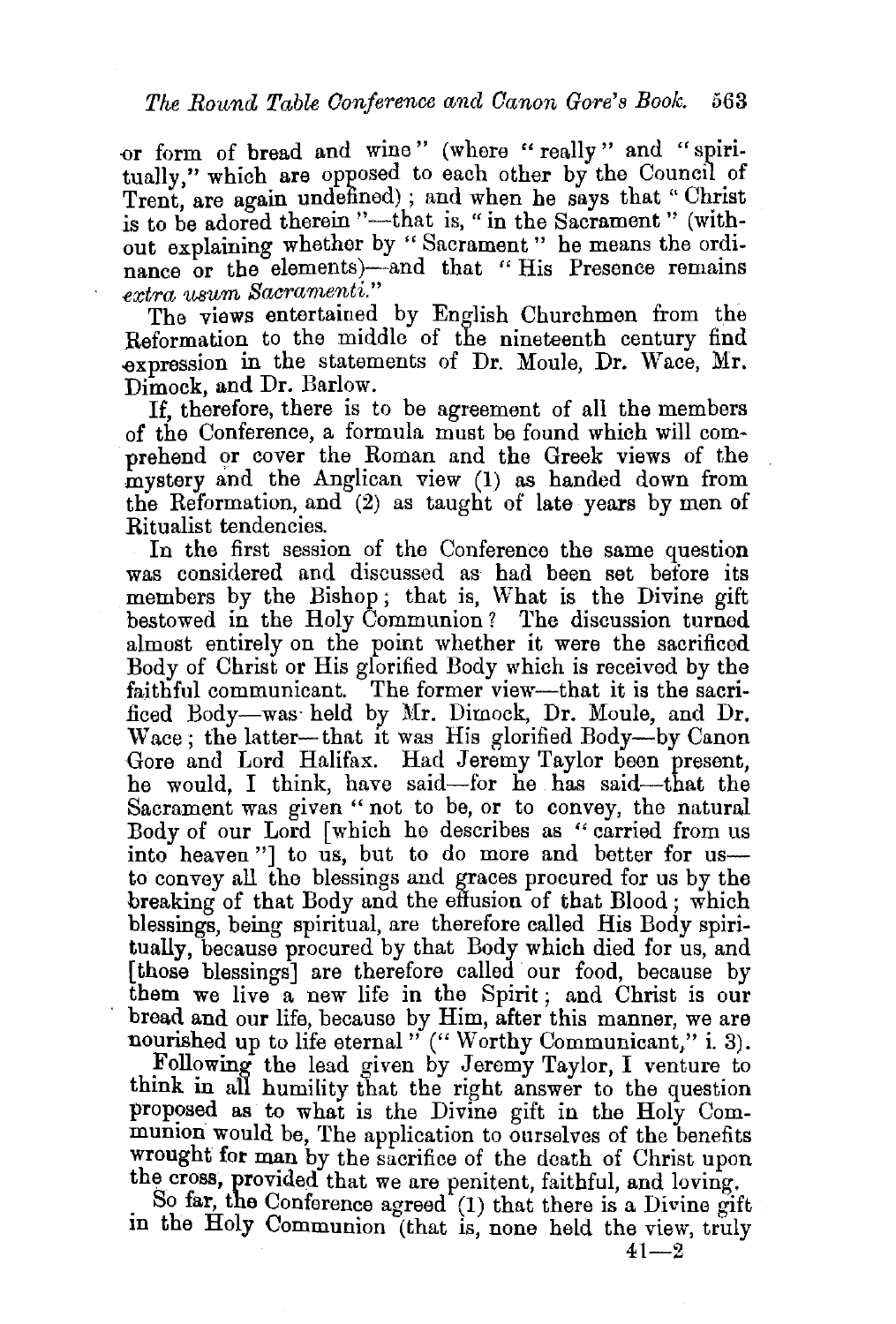or form of bread and wine" (where "really" and "spiritually," which are opposed to each other by the Council of Trent, are again undefined); and when he says that "Christ is to be adored therein"—that is, "in the Sacrament" (without explaining whether by "Sacrament" he means the ordinance or the elements)—and that "His Presence remains *extra usum Sacramenti.*"

The views entertained by English Churchmen from the Reformation to the middle of the nineteenth century find expression in the statements of Dr. Moule, Dr. Wace, Mr. Dimock, and Dr. Barlow.

If, therefore, there is to be agreement of all the members of the Conference, a formula must be found which will comprehend or cover the Roman and the Greek views of the mystery and the Anglican view (1) as handed down from the Reformation, and (2) as taught of late years by men of Ritualist tendencies.

In the first session of the Conference the same question was considered and discussed as had been set before its members by the Bishop; that is, What is the Divine gift bestowed in the Holy Communion? The discussion turned almost entirely on the point whether it were the sacrificed Body of Christ or His glorified Body which is received by the faithful communicant. The former view—that it is the sacrificed Body—was held by Mr. Dimock, Dr. Moule, and Dr. Wace; the latter—that it was His glorified Body—by Canon Gore and Lord Halifax. Had Jeremy Taylor been present, he would, I think, have said—for he has said—that the Sacrament was given "not to be, or to convey, the natural Body of our Lord [which he describes as "carried from us into heaven"] to us, but to do more and better for us—to convey all the blessings and graces procured for us by the breaking of that Body and the effusion of that Blood; which blessings, being spiritual, are therefore called His Body spiritually, because procured by that Body which died for us, and [those blessings] are therefore called our food, because by them we live a new life in the Spirit; and Christ is our bread and our life, because by Him, after this manner, we are nourished up to life eternal" ("Worthy Communicant," i. 3).

Following the lead given by Jeremy Taylor, I venture to think in all humility that the right answer to the question proposed as to what is the Divine gift in the Holy Communion would be, The application to ourselves of the benefits wrought for man by the sacrifice of the death of Christ upon the cross, provided that we are penitent, faithful, and loving.

So far, the Conference agreed (1) that there is a Divine gift in the Holy Communion (that is, none held the view, truly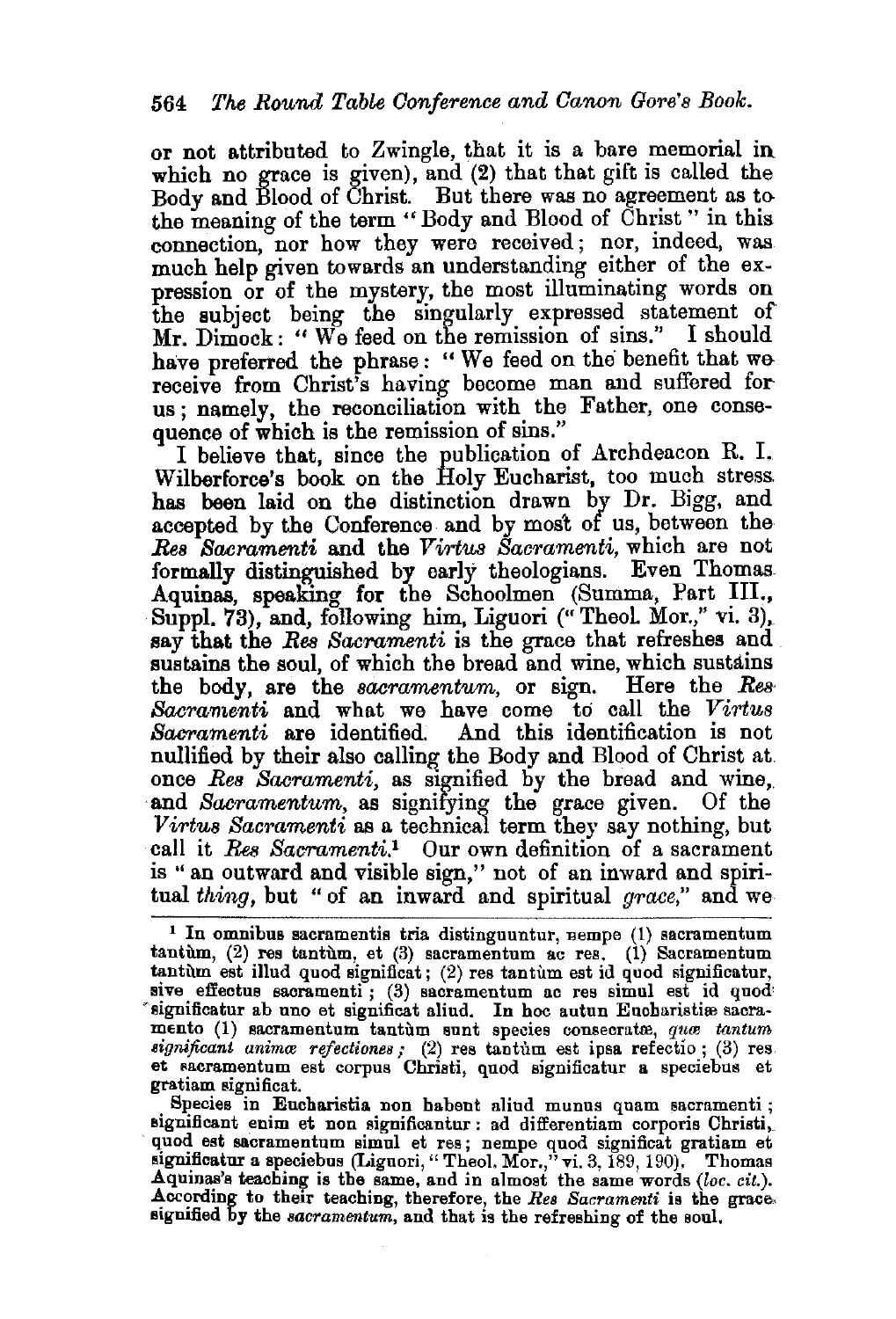or not attributed to Zwingle, that it is a bare memorial in which no grace is given), and (2) that that gift is called the Body and Blood of Christ. But there was no agreement as to the meaning of the term "Body and Blood of Christ" in this connection, nor how they were received; nor, indeed, was much help given towards an understanding either of the expression or of the mystery, the most illuminating words on the subject being the singularly expressed statement of Mr. Dimock: "We feed on the remission of sins." I should have preferred the phrase: "We feed on the benefit that we receive from Christ's having become man and suffered for us; namely, the reconciliation with the Father, one consequence of which is the remission of sins."

I believe that, since the publication of Archdeacon R. I. Wilberforce's book on the Holy Eucharist, too much stress has been laid on the distinction drawn by Dr. Bigg, and accepted by the Conference and by most of us, between the *Res Sacramenti* and the *Virtus Sacramenti*, which are not formally distinguished by early theologians. Even Thomas Aquinas, speaking for the Schoolmen (Summa, Part III., Suppl. 73), and, following him, Liguori ("Theol. Mor.," vi. 3), say that the *Res Sacramenti* is the grace that refreshes and sustains the soul, of which the bread and wine, which sustains the body, are the *sacramentum*, or sign. Here the *Res Sacramenti* and what we have come to call the *Virtus Sacramenti* are identified. And this identification is not nullified by their also calling the Body and Blood of Christ at once *Res Sacramenti*, as signified by the bread and wine, and *Sacramentum*, as signifying the grace given. Of the *Virtus Sacramenti* as a technical term they say nothing, but call it *Res Sacramenti*.[1] Our own definition of a sacrament is "an outward and visible sign," not of an inward and spiritual *thing*, but "of an inward and spiritual *grace*," and we

[1] In omnibus sacramentis tria distinguuntur, nempe (1) sacramentum tantùm, (2) res tantùm, et (3) sacramentum ac res. (1) Sacramentum tantùm est illud quod significat; (2) res tantùm est id quod significatur, sive effectus sacramenti; (3) sacramentum ac res simul est id quod significatur ab uno et significat aliud. In hoc autun Eucharistiæ sacramento (1) sacramentum tantùm sunt species consecratæ, *quæ tantum significant animæ refectiones;* (2) res tantùm est ipsa refectio; (3) res et sacramentum est corpus Christi, quod significatur a speciebus et gratiam significat.

Species in Eucharistia non habent aliud munus quam sacramenti; significant enim et non significantur: ad differentiam corporis Christi, quod est sacramentum simul et res; nempe quod significat gratiam et significatur a speciebus (Liguori, "Theol. Mor.," vi. 3, 189, 190). Thomas Aquinas's teaching is the same, and in almost the same words (*loc. cit.*). According to their teaching, therefore, the *Res Sacramenti* is the grace signified by the *sacramentum*, and that is the refreshing of the soul.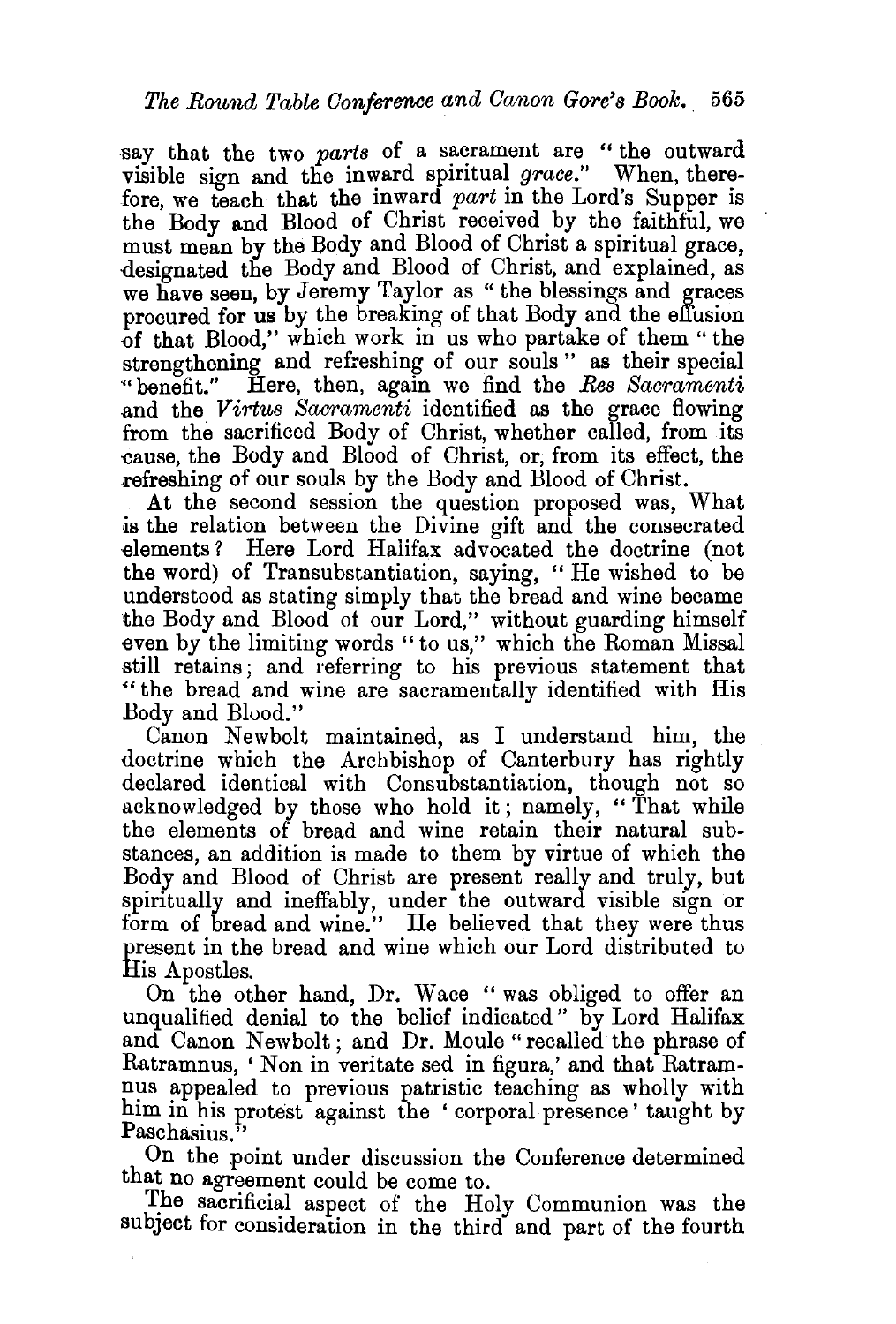say that the two *parts* of a sacrament are "the outward visible sign and the inward spiritual *grace*." When, therefore, we teach that the inward *part* in the Lord's Supper is the Body and Blood of Christ received by the faithful, we must mean by the Body and Blood of Christ a spiritual grace, designated the Body and Blood of Christ, and explained, as we have seen, by Jeremy Taylor as "the blessings and graces procured for us by the breaking of that Body and the effusion of that Blood," which work in us who partake of them "the strengthening and refreshing of our souls" as their special "benefit." Here, then, again we find the *Res Sacramenti* and the *Virtus Sacramenti* identified as the grace flowing from the sacrificed Body of Christ, whether called, from its cause, the Body and Blood of Christ, or, from its effect, the refreshing of our souls by the Body and Blood of Christ.

At the second session the question proposed was, What is the relation between the Divine gift and the consecrated elements? Here Lord Halifax advocated the doctrine (not the word) of Transubstantiation, saying, "He wished to be understood as stating simply that the bread and wine became the Body and Blood of our Lord," without guarding himself even by the limiting words "to us," which the Roman Missal still retains; and referring to his previous statement that "the bread and wine are sacramentally identified with His Body and Blood."

Canon Newbolt maintained, as I understand him, the doctrine which the Archbishop of Canterbury has rightly declared identical with Consubstantiation, though not so acknowledged by those who hold it; namely, "That while the elements of bread and wine retain their natural substances, an addition is made to them by virtue of which the Body and Blood of Christ are present really and truly, but spiritually and ineffably, under the outward visible sign or form of bread and wine." He believed that they were thus present in the bread and wine which our Lord distributed to His Apostles.

On the other hand, Dr. Wace "was obliged to offer an unqualified denial to the belief indicated" by Lord Halifax and Canon Newbolt; and Dr. Moule "recalled the phrase of Ratramnus, 'Non in veritate sed in figura,' and that Ratramnus appealed to previous patristic teaching as wholly with him in his protest against the 'corporal presence' taught by Paschasius."

On the point under discussion the Conference determined that no agreement could be come to.

The sacrificial aspect of the Holy Communion was the subject for consideration in the third and part of the fourth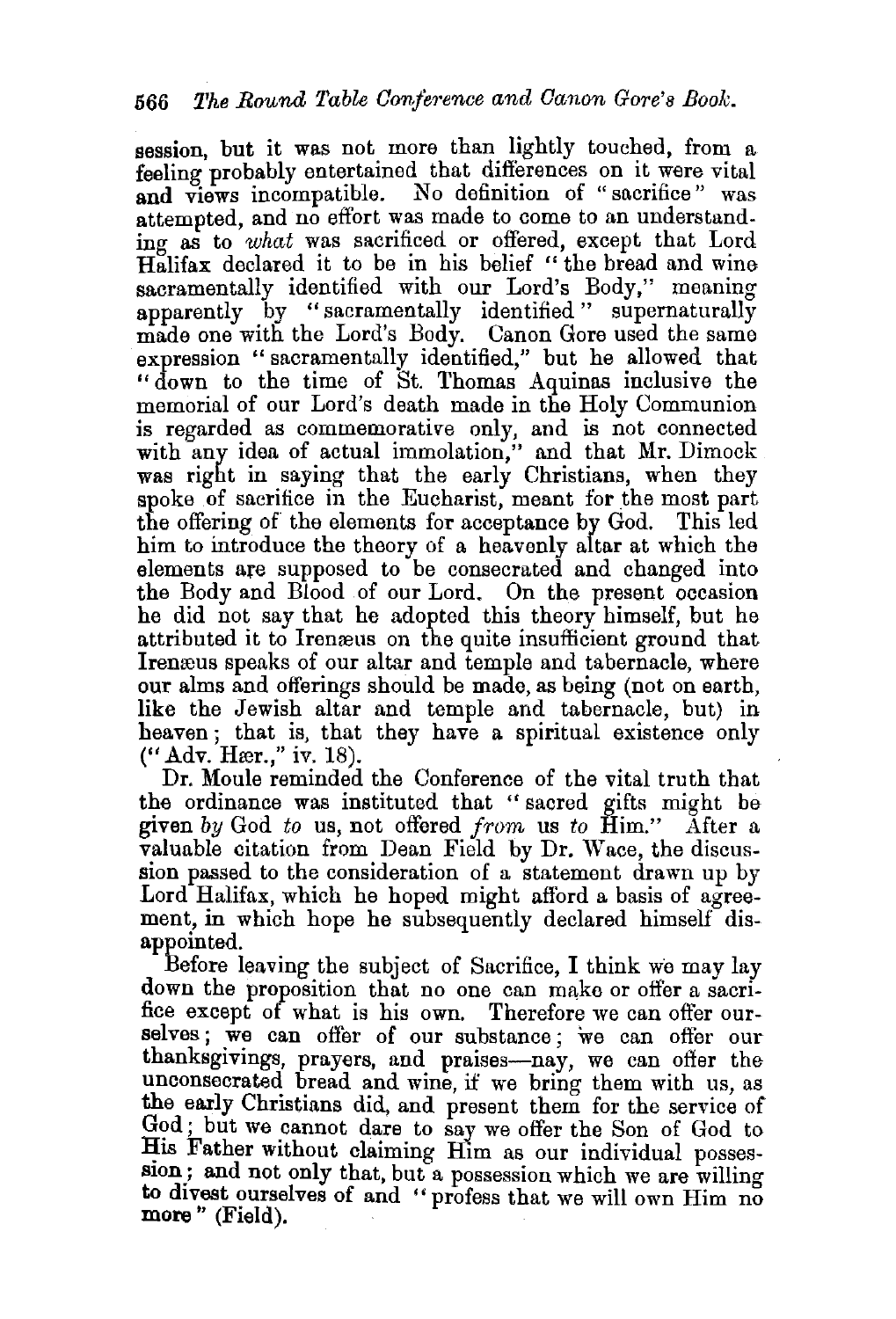session, but it was not more than lightly touched, from a feeling probably entertained that differences on it were vital and views incompatible. No definition of "sacrifice" was attempted, and no effort was made to come to an understanding as to *what* was sacrificed or offered, except that Lord Halifax declared it to be in his belief "the bread and wine sacramentally identified with our Lord's Body," meaning apparently by "sacramentally identified" supernaturally made one with the Lord's Body. Canon Gore used the same expression "sacramentally identified," but he allowed that "down to the time of St. Thomas Aquinas inclusive the memorial of our Lord's death made in the Holy Communion is regarded as commemorative only, and is not connected with any idea of actual immolation," and that Mr. Dimock was right in saying that the early Christians, when they spoke of sacrifice in the Eucharist, meant for the most part the offering of the elements for acceptance by God. This led him to introduce the theory of a heavenly altar at which the elements are supposed to be consecrated and changed into the Body and Blood of our Lord. On the present occasion he did not say that he adopted this theory himself, but he attributed it to Irenæus on the quite insufficient ground that Irenæus speaks of our altar and temple and tabernacle, where our alms and offerings should be made, as being (not on earth, like the Jewish altar and temple and tabernacle, but) in heaven; that is, that they have a spiritual existence only ("Adv. Hær.," iv. 18).

Dr. Moule reminded the Conference of the vital truth that the ordinance was instituted that "sacred gifts might be given *by* God *to* us, not offered *from* us *to* Him." After a valuable citation from Dean Field by Dr. Wace, the discussion passed to the consideration of a statement drawn up by Lord Halifax, which he hoped might afford a basis of agreement, in which hope he subsequently declared himself disappointed.

Before leaving the subject of Sacrifice, I think we may lay down the proposition that no one can make or offer a sacrifice except of what is his own. Therefore we can offer ourselves; we can offer of our substance; we can offer our thanksgivings, prayers, and praises—nay, we can offer the unconsecrated bread and wine, if we bring them with us, as the early Christians did, and present them for the service of God; but we cannot dare to say we offer the Son of God to His Father without claiming Him as our individual possession; and not only that, but a possession which we are willing to divest ourselves of and "profess that we will own Him no more" (Field).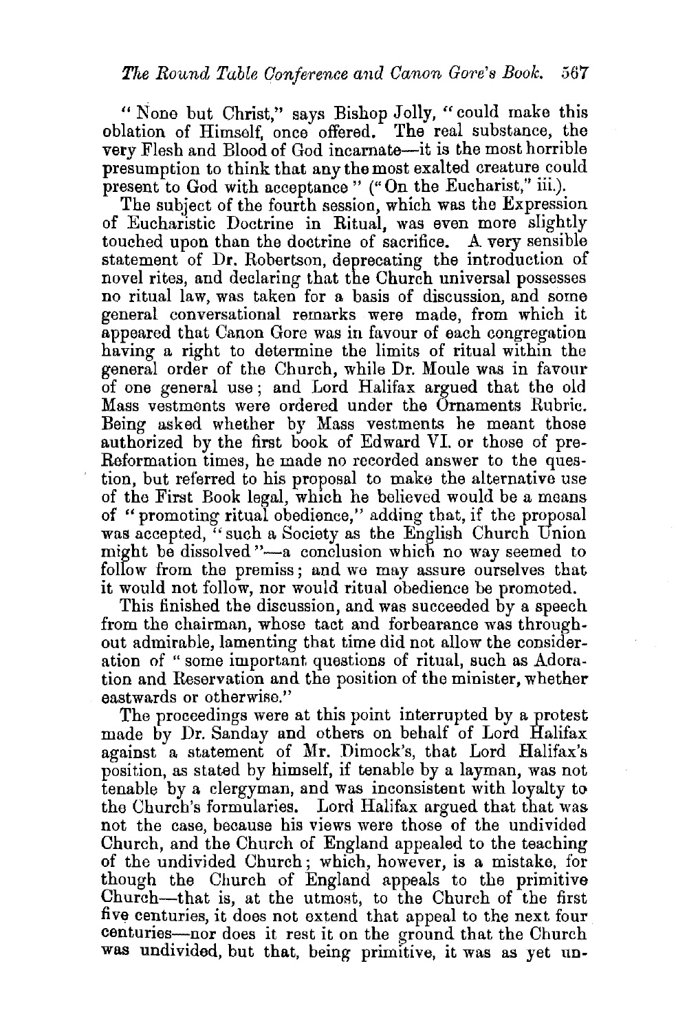"None but Christ," says Bishop Jolly, "could make this oblation of Himself, once offered. The real substance, the very Flesh and Blood of God incarnate—it is the most horrible presumption to think that any the most exalted creature could present to God with acceptance" ("On the Eucharist," iii.).

The subject of the fourth session, which was the Expression of Eucharistic Doctrine in Ritual, was even more slightly touched upon than the doctrine of sacrifice. A very sensible statement of Dr. Robertson, deprecating the introduction of novel rites, and declaring that the Church universal possesses no ritual law, was taken for a basis of discussion, and some general conversational remarks were made, from which it appeared that Canon Gore was in favour of each congregation having a right to determine the limits of ritual within the general order of the Church, while Dr. Moule was in favour of one general use; and Lord Halifax argued that the old Mass vestments were ordered under the Ornaments Rubric. Being asked whether by Mass vestments he meant those authorized by the first book of Edward VI. or those of pre-Reformation times, he made no recorded answer to the question, but referred to his proposal to make the alternative use of the First Book legal, which he believed would be a means of "promoting ritual obedience," adding that, if the proposal was accepted, "such a Society as the English Church Union might be dissolved"—a conclusion which no way seemed to follow from the premiss; and we may assure ourselves that it would not follow, nor would ritual obedience be promoted.

This finished the discussion, and was succeeded by a speech from the chairman, whose tact and forbearance was throughout admirable, lamenting that time did not allow the consideration of "some important questions of ritual, such as Adoration and Reservation and the position of the minister, whether eastwards or otherwise."

The proceedings were at this point interrupted by a protest made by Dr. Sanday and others on behalf of Lord Halifax against a statement of Mr. Dimock's, that Lord Halifax's position, as stated by himself, if tenable by a layman, was not tenable by a clergyman, and was inconsistent with loyalty to the Church's formularies. Lord Halifax argued that that was not the case, because his views were those of the undivided Church, and the Church of England appealed to the teaching of the undivided Church; which, however, is a mistake, for though the Church of England appeals to the primitive Church—that is, at the utmost, to the Church of the first five centuries, it does not extend that appeal to the next four centuries—nor does it rest it on the ground that the Church was undivided, but that, being primitive, it was as yet un-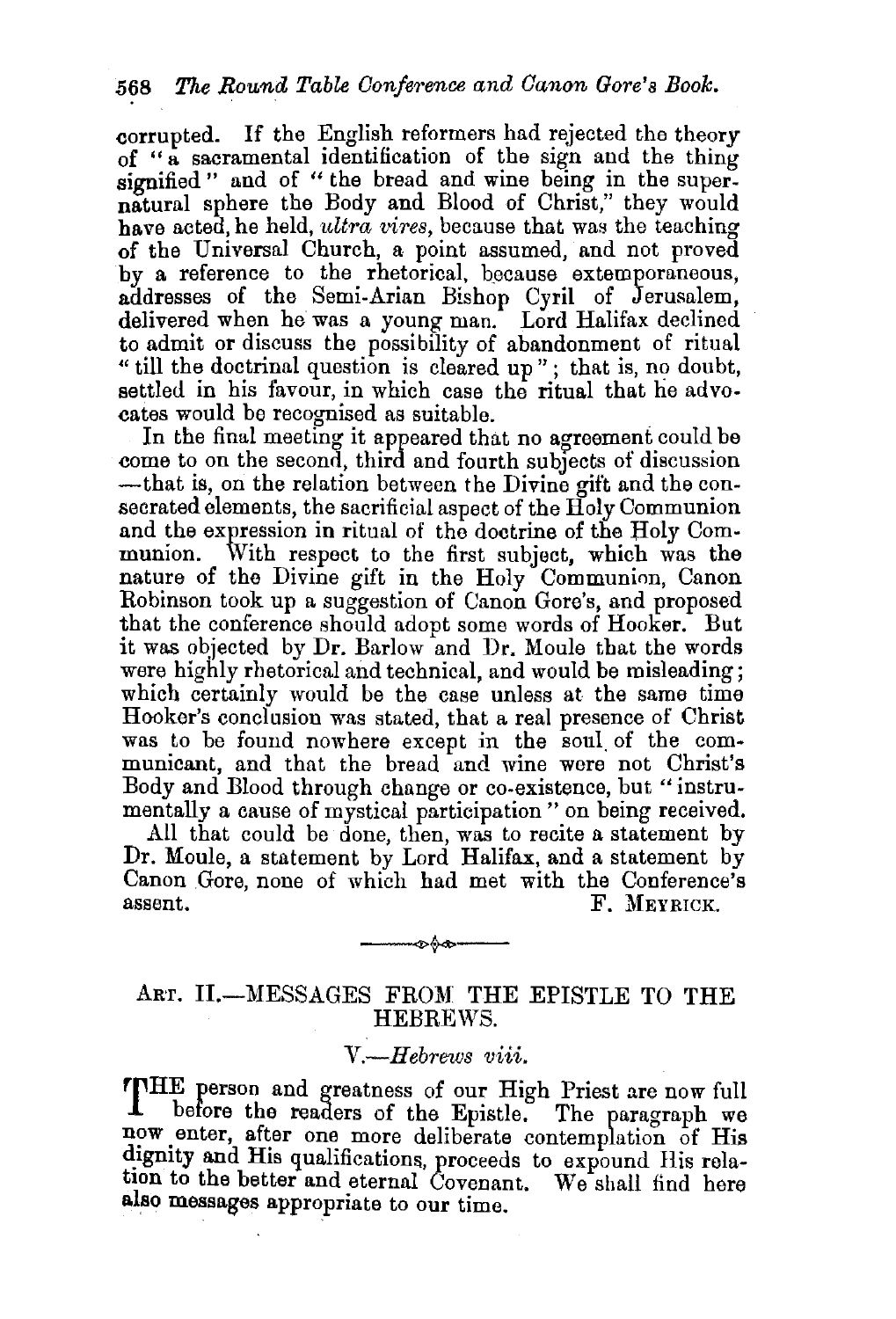corrupted. If the English reformers had rejected the theory of "a sacramental identification of the sign and the thing signified" and of "the bread and wine being in the supernatural sphere the Body and Blood of Christ," they would have acted, he held, *ultra vires*, because that was the teaching of the Universal Church, a point assumed, and not proved by a reference to the rhetorical, because extemporaneous, addresses of the Semi-Arian Bishop Cyril of Jerusalem, delivered when he was a young man. Lord Halifax declined to admit or discuss the possibility of abandonment of ritual "till the doctrinal question is cleared up"; that is, no doubt, settled in his favour, in which case the ritual that he advocates would be recognised as suitable.

In the final meeting it appeared that no agreement could be come to on the second, third and fourth subjects of discussion —that is, on the relation between the Divine gift and the consecrated elements, the sacrificial aspect of the Holy Communion and the expression in ritual of the doctrine of the Holy Communion. With respect to the first subject, which was the nature of the Divine gift in the Holy Communion, Canon Robinson took up a suggestion of Canon Gore's, and proposed that the conference should adopt some words of Hooker. But it was objected by Dr. Barlow and Dr. Moule that the words were highly rhetorical and technical, and would be misleading; which certainly would be the case unless at the same time Hooker's conclusion was stated, that a real presence of Christ was to be found nowhere except in the soul of the communicant, and that the bread and wine were not Christ's Body and Blood through change or co-existence, but "instrumentally a cause of mystical participation" on being received.

All that could be done, then, was to recite a statement by Dr. Moule, a statement by Lord Halifax, and a statement by Canon Gore, none of which had met with the Conference's assent.

F. MEYRICK.

---

## ART. II.—MESSAGES FROM THE EPISTLE TO THE HEBREWS.

### V.—*Hebrews viii.*

THE person and greatness of our High Priest are now full before the readers of the Epistle. The paragraph we now enter, after one more deliberate contemplation of His dignity and His qualifications, proceeds to expound His relation to the better and eternal Covenant. We shall find here also messages appropriate to our time.